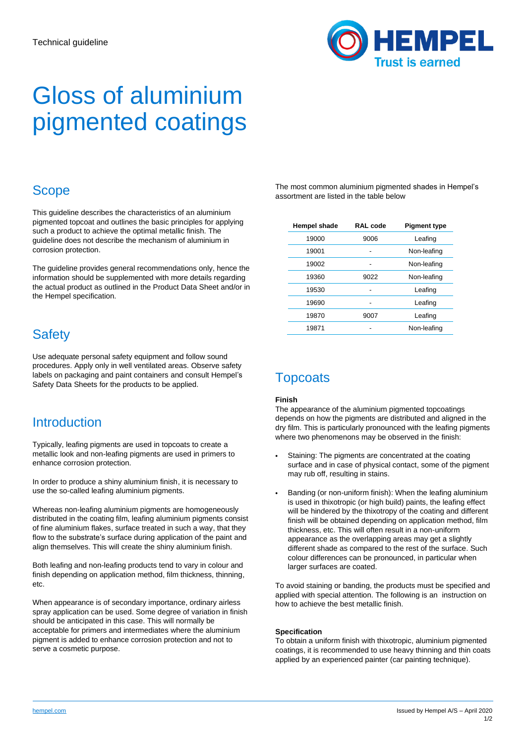Technical guideline

# Gloss of aluminium pigmented coatings

## Scope

This guideline describes the characteristics of an aluminium pigmented topcoat and outlines the basic principles for applying such a product to achieve the optimal metallic finish. The guideline does not describe the mechanism of aluminium in corrosion protection.

The guideline provides general recommendations only, hence the information should be supplemented with more details regarding the actual product as outlined in the Product Data Sheet and/or in the Hempel specification.

## Safety

Use adequate personal safety equipment and follow sound procedures. Apply only in well ventilated areas. Observe safety labels on packaging and paint containers and consult Hempel's Safety Data Sheets for the products to be applied.

## Introduction

Typically, leafing pigments are used in topcoats to create a metallic look and non-leafing pigments are used in primers to enhance corrosion protection.

In order to produce a shiny aluminium finish, it is necessary to use the so-called leafing aluminium pigments.

Whereas non-leafing aluminium pigments are homogeneously distributed in the coating film, leafing aluminium pigments consist of fine aluminium flakes, surface treated in such a way, that they flow to the substrate's surface during application of the paint and align themselves. This will create the shiny aluminium finish.

Both leafing and non-leafing products tend to vary in colour and finish depending on application method, film thickness, thinning, etc.

When appearance is of secondary importance, ordinary airless spray application can be used. Some degree of variation in finish should be anticipated in this case. This will normally be acceptable for primers and intermediates where the aluminium pigment is added to enhance corrosion protection and not to serve a cosmetic purpose.

The most common aluminium pigmented shades in Hempel's assortment are listed in the table below

| Hempel shade | RAL code | Pigment type |
|---|---|---|
| 19000 | 9006 | Leafing |
| 19001 | - | Non-leafing |
| 19002 | - | Non-leafing |
| 19360 | 9022 | Non-leafing |
| 19530 | - | Leafing |
| 19690 | - | Leafing |
| 19870 | 9007 | Leafing |
| 19871 | - | Non-leafing |

## Topcoats

**Finish**

The appearance of the aluminium pigmented topcoatings depends on how the pigments are distributed and aligned in the dry film. This is particularly pronounced with the leafing pigments where two phenomenons may be observed in the finish:

- Staining: The pigments are concentrated at the coating surface and in case of physical contact, some of the pigment may rub off, resulting in stains.
- Banding (or non-uniform finish): When the leafing aluminium is used in thixotropic (or high build) paints, the leafing effect will be hindered by the thixotropy of the coating and different finish will be obtained depending on application method, film thickness, etc. This will often result in a non-uniform appearance as the overlapping areas may get a slightly different shade as compared to the rest of the surface. Such colour differences can be pronounced, in particular when larger surfaces are coated.

To avoid staining or banding, the products must be specified and applied with special attention. The following is an instruction on how to achieve the best metallic finish.

**Specification**

To obtain a uniform finish with thixotropic, aluminium pigmented coatings, it is recommended to use heavy thinning and thin coats applied by an experienced painter (car painting technique).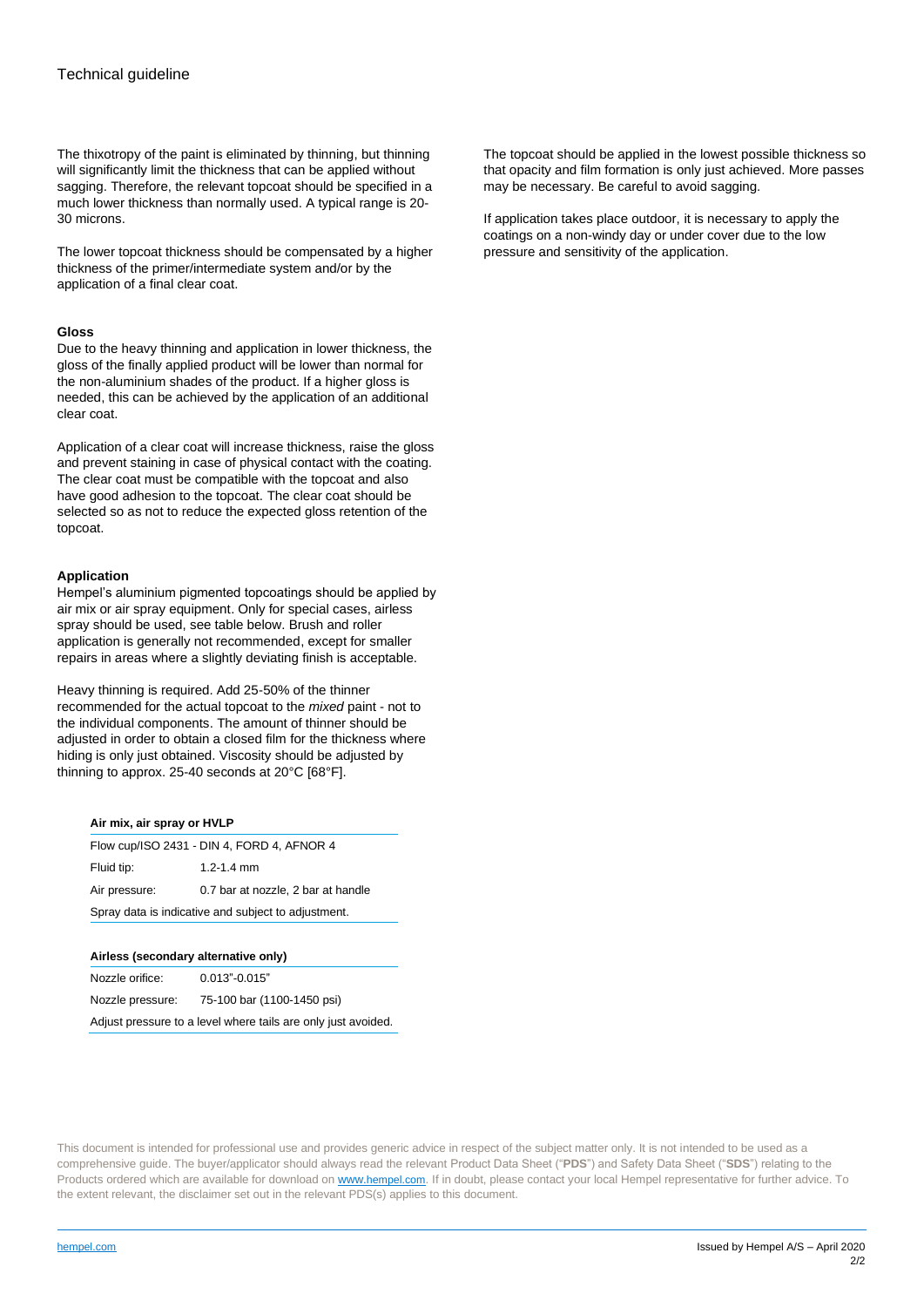The thixotropy of the paint is eliminated by thinning, but thinning will significantly limit the thickness that can be applied without sagging. Therefore, the relevant topcoat should be specified in a much lower thickness than normally used. A typical range is 20-30 microns.

The lower topcoat thickness should be compensated by a higher thickness of the primer/intermediate system and/or by the application of a final clear coat.

### Gloss

Due to the heavy thinning and application in lower thickness, the gloss of the finally applied product will be lower than normal for the non-aluminium shades of the product. If a higher gloss is needed, this can be achieved by the application of an additional clear coat.

Application of a clear coat will increase thickness, raise the gloss and prevent staining in case of physical contact with the coating. The clear coat must be compatible with the topcoat and also have good adhesion to the topcoat. The clear coat should be selected so as not to reduce the expected gloss retention of the topcoat.

### Application

Hempel's aluminium pigmented topcoatings should be applied by air mix or air spray equipment. Only for special cases, airless spray should be used, see table below. Brush and roller application is generally not recommended, except for smaller repairs in areas where a slightly deviating finish is acceptable.

Heavy thinning is required. Add 25-50% of the thinner recommended for the actual topcoat to the *mixed* paint - not to the individual components. The amount of thinner should be adjusted in order to obtain a closed film for the thickness where hiding is only just obtained. Viscosity should be adjusted by thinning to approx. 25-40 seconds at 20°C [68°F].

**Air mix, air spray or HVLP**

| | |
|---|---|
| Flow cup/ISO 2431 - DIN 4, FORD 4, AFNOR 4 | |
| Fluid tip: | 1.2-1.4 mm |
| Air pressure: | 0.7 bar at nozzle, 2 bar at handle |
| Spray data is indicative and subject to adjustment. | |

**Airless (secondary alternative only)**

| | |
|---|---|
| Nozzle orifice: | 0.013"-0.015" |
| Nozzle pressure: | 75-100 bar (1100-1450 psi) |
| Adjust pressure to a level where tails are only just avoided. | |

The topcoat should be applied in the lowest possible thickness so that opacity and film formation is only just achieved. More passes may be necessary. Be careful to avoid sagging.

If application takes place outdoor, it is necessary to apply the coatings on a non-windy day or under cover due to the low pressure and sensitivity of the application.

This document is intended for professional use and provides generic advice in respect of the subject matter only. It is not intended to be used as a comprehensive guide. The buyer/applicator should always read the relevant Product Data Sheet ("**PDS**") and Safety Data Sheet ("**SDS**") relating to the Products ordered which are available for download on www.hempel.com. If in doubt, please contact your local Hempel representative for further advice. To the extent relevant, the disclaimer set out in the relevant PDS(s) applies to this document.